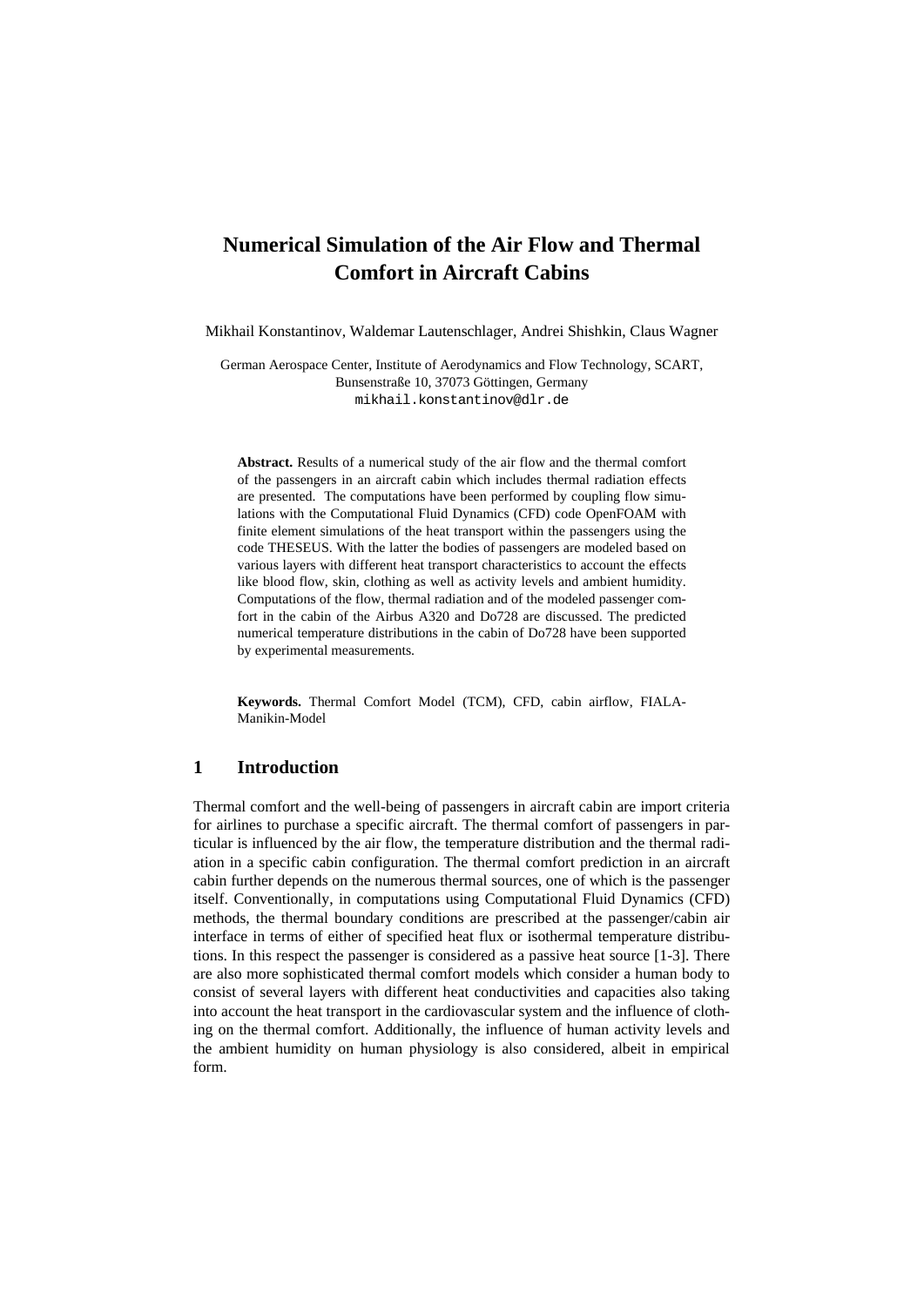# Numerical Simulation of the Air Flow and Thermal Comfort in Aircraft Cabins

Mikhail Konstantinov, Waldemar Lautenschlager, Andrei Shishkin, Claus Wagner

German Aerospace Center, Institute of Aerodynamics and Flow Technology, SCART, Bunsenstraße 10, 37073 Göttingen, Germany
mikhail.konstantinov@dlr.de

**Abstract.** Results of a numerical study of the air flow and the thermal comfort of the passengers in an aircraft cabin which includes thermal radiation effects are presented. The computations have been performed by coupling flow simulations with the Computational Fluid Dynamics (CFD) code OpenFOAM with finite element simulations of the heat transport within the passengers using the code THESEUS. With the latter the bodies of passengers are modeled based on various layers with different heat transport characteristics to account the effects like blood flow, skin, clothing as well as activity levels and ambient humidity. Computations of the flow, thermal radiation and of the modeled passenger comfort in the cabin of the Airbus A320 and Do728 are discussed. The predicted numerical temperature distributions in the cabin of Do728 have been supported by experimental measurements.

**Keywords.** Thermal Comfort Model (TCM), CFD, cabin airflow, FIALA-Manikin-Model

## 1 Introduction

Thermal comfort and the well-being of passengers in aircraft cabin are import criteria for airlines to purchase a specific aircraft. The thermal comfort of passengers in particular is influenced by the air flow, the temperature distribution and the thermal radiation in a specific cabin configuration. The thermal comfort prediction in an aircraft cabin further depends on the numerous thermal sources, one of which is the passenger itself. Conventionally, in computations using Computational Fluid Dynamics (CFD) methods, the thermal boundary conditions are prescribed at the passenger/cabin air interface in terms of either of specified heat flux or isothermal temperature distributions. In this respect the passenger is considered as a passive heat source [1-3]. There are also more sophisticated thermal comfort models which consider a human body to consist of several layers with different heat conductivities and capacities also taking into account the heat transport in the cardiovascular system and the influence of clothing on the thermal comfort. Additionally, the influence of human activity levels and the ambient humidity on human physiology is also considered, albeit in empirical form.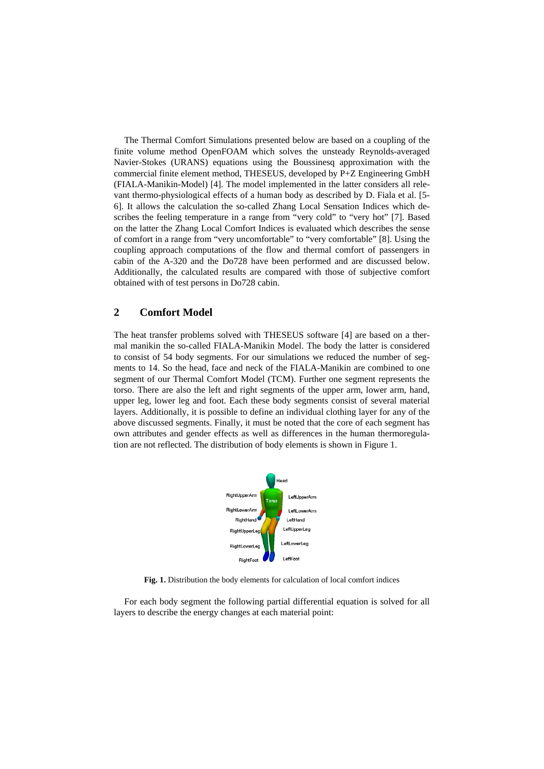The Thermal Comfort Simulations presented below are based on a coupling of the finite volume method OpenFOAM which solves the unsteady Reynolds-averaged Navier-Stokes (URANS) equations using the Boussinesq approximation with the commercial finite element method, THESEUS, developed by P+Z Engineering GmbH (FIALA-Manikin-Model) [4]. The model implemented in the latter considers all relevant thermo-physiological effects of a human body as described by D. Fiala et al. [5-6]. It allows the calculation the so-called Zhang Local Sensation Indices which describes the feeling temperature in a range from "very cold" to "very hot" [7]. Based on the latter the Zhang Local Comfort Indices is evaluated which describes the sense of comfort in a range from "very uncomfortable" to "very comfortable" [8]. Using the coupling approach computations of the flow and thermal comfort of passengers in cabin of the A-320 and the Do728 have been performed and are discussed below. Additionally, the calculated results are compared with those of subjective comfort obtained with of test persons in Do728 cabin.

## 2 Comfort Model

The heat transfer problems solved with THESEUS software [4] are based on a thermal manikin the so-called FIALA-Manikin Model. The body the latter is considered to consist of 54 body segments. For our simulations we reduced the number of segments to 14. So the head, face and neck of the FIALA-Manikin are combined to one segment of our Thermal Comfort Model (TCM). Further one segment represents the torso. There are also the left and right segments of the upper arm, lower arm, hand, upper leg, lower leg and foot. Each these body segments consist of several material layers. Additionally, it is possible to define an individual clothing layer for any of the above discussed segments. Finally, it must be noted that the core of each segment has own attributes and gender effects as well as differences in the human thermoregulation are not reflected. The distribution of body elements is shown in Figure 1.

**Fig. 1.** Distribution the body elements for calculation of local comfort indices

For each body segment the following partial differential equation is solved for all layers to describe the energy changes at each material point: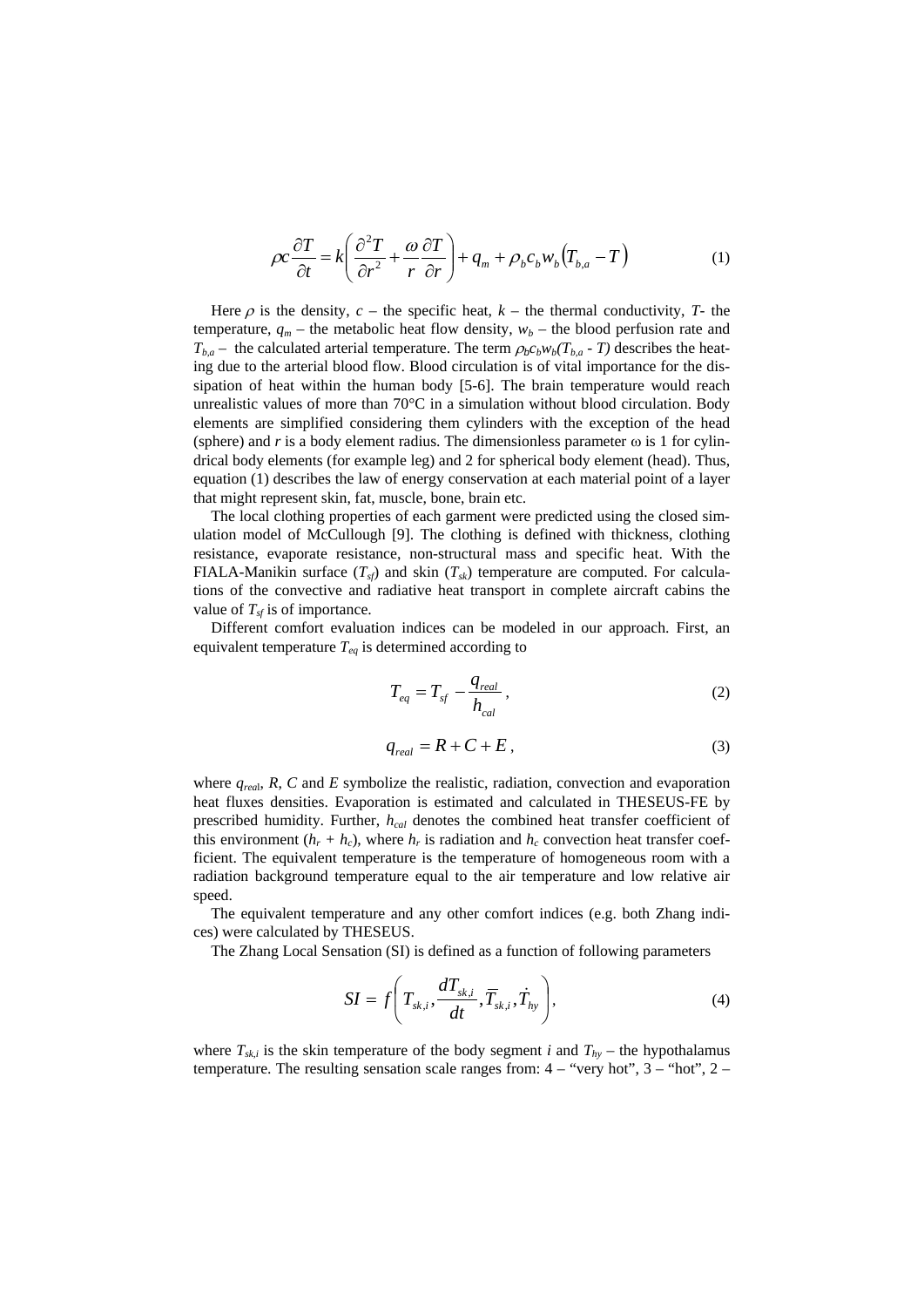$$\rho c \frac{\partial T}{\partial t} = k\left( \frac{\partial^2 T}{\partial r^2} + \frac{\omega}{r}\frac{\partial T}{\partial r} \right) + q_m + \rho_b c_b w_b \left( T_{b,a} - T \right) \quad (1)$$

Here $\rho$ is the density, $c$ – the specific heat, $k$ – the thermal conductivity, $T$- the temperature, $q_m$ – the metabolic heat flow density, $w_b$ – the blood perfusion rate and $T_{b,a}$ – the calculated arterial temperature. The term $\rho_b c_b w_b(T_{b,a} - T)$ describes the heating due to the arterial blood flow. Blood circulation is of vital importance for the dissipation of heat within the human body [5-6]. The brain temperature would reach unrealistic values of more than 70°C in a simulation without blood circulation. Body elements are simplified considering them cylinders with the exception of the head (sphere) and $r$ is a body element radius. The dimensionless parameter ω is 1 for cylindrical body elements (for example leg) and 2 for spherical body element (head). Thus, equation (1) describes the law of energy conservation at each material point of a layer that might represent skin, fat, muscle, bone, brain etc.

The local clothing properties of each garment were predicted using the closed simulation model of McCullough [9]. The clothing is defined with thickness, clothing resistance, evaporate resistance, non-structural mass and specific heat. With the FIALA-Manikin surface ($T_{sf}$) and skin ($T_{sk}$) temperature are computed. For calculations of the convective and radiative heat transport in complete aircraft cabins the value of $T_{sf}$ is of importance.

Different comfort evaluation indices can be modeled in our approach. First, an equivalent temperature $T_{eq}$ is determined according to

$$T_{eq} = T_{sf} - \frac{q_{real}}{h_{cal}}, \quad (2)$$

$$q_{real} = R + C + E, \quad (3)$$

where $q_{real}$, $R$, $C$ and $E$ symbolize the realistic, radiation, convection and evaporation heat fluxes densities. Evaporation is estimated and calculated in THESEUS-FE by prescribed humidity. Further, $h_{cal}$ denotes the combined heat transfer coefficient of this environment ($h_r + h_c$), where $h_r$ is radiation and $h_c$ convection heat transfer coefficient. The equivalent temperature is the temperature of homogeneous room with a radiation background temperature equal to the air temperature and low relative air speed.

The equivalent temperature and any other comfort indices (e.g. both Zhang indices) were calculated by THESEUS.

The Zhang Local Sensation (SI) is defined as a function of following parameters

$$SI = f\left( T_{sk,i}, \frac{dT_{sk,i}}{dt}, \overline{T}_{sk,i}, \dot{T}_{hy} \right), \quad (4)$$

where $T_{sk,i}$ is the skin temperature of the body segment $i$ and $T_{hy}$ – the hypothalamus temperature. The resulting sensation scale ranges from: 4 – "very hot", 3 – "hot", 2 –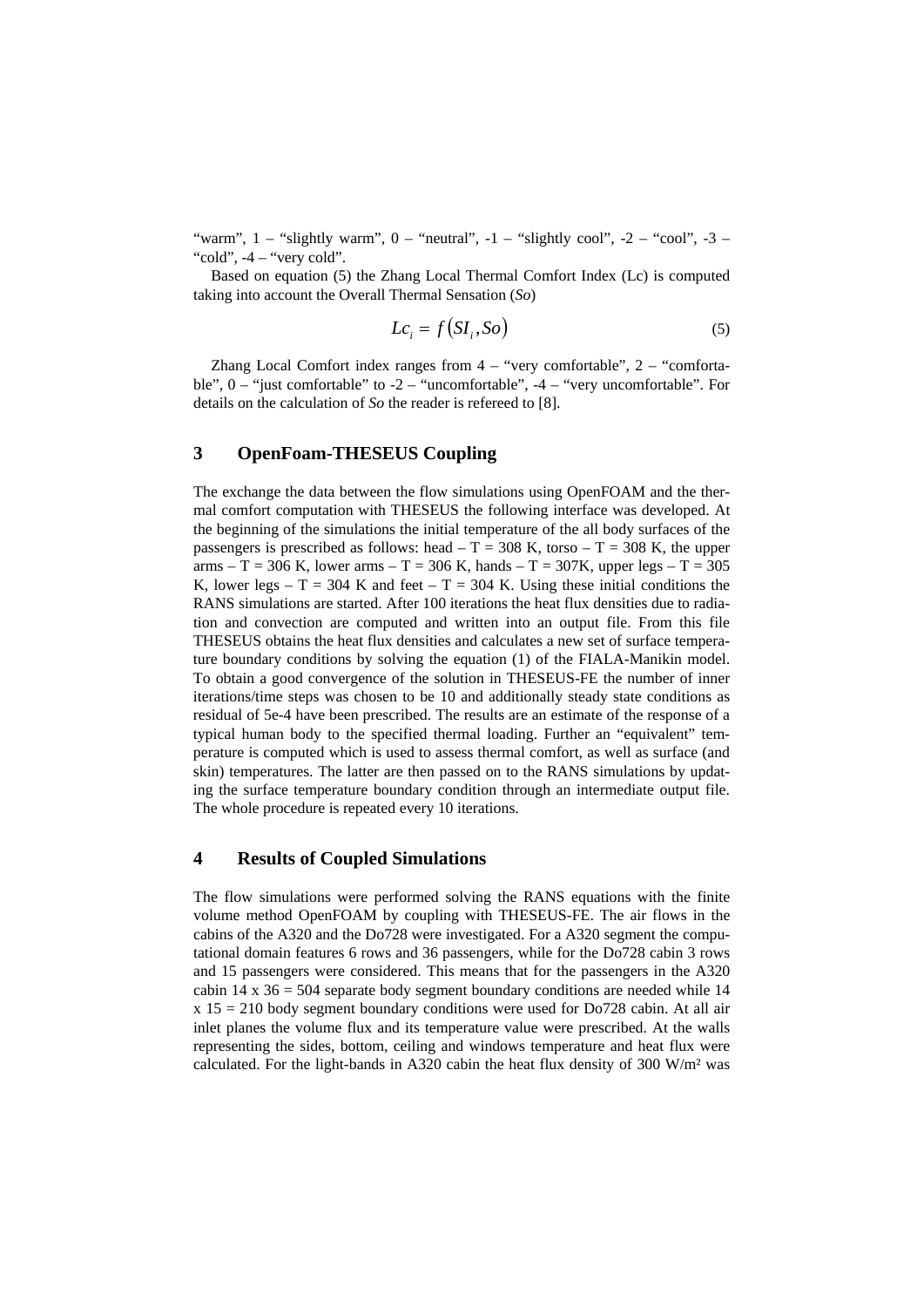"warm", 1 – "slightly warm", 0 – "neutral", -1 – "slightly cool", -2 – "cool", -3 – "cold", -4 – "very cold".

Based on equation (5) the Zhang Local Thermal Comfort Index (Lc) is computed taking into account the Overall Thermal Sensation (*So*)

$$Lc_i = f\left(SI_i, So\right) \tag{5}$$

Zhang Local Comfort index ranges from 4 – "very comfortable", 2 – "comfortable", 0 – "just comfortable" to -2 – "uncomfortable", -4 – "very uncomfortable". For details on the calculation of *So* the reader is refereed to [8].

## 3 OpenFoam-THESEUS Coupling

The exchange the data between the flow simulations using OpenFOAM and the thermal comfort computation with THESEUS the following interface was developed. At the beginning of the simulations the initial temperature of the all body surfaces of the passengers is prescribed as follows: head – T = 308 K, torso – T = 308 K, the upper arms – T = 306 K, lower arms – T = 306 K, hands – T = 307K, upper legs – T = 305 K, lower legs – T = 304 K and feet – T = 304 K. Using these initial conditions the RANS simulations are started. After 100 iterations the heat flux densities due to radiation and convection are computed and written into an output file. From this file THESEUS obtains the heat flux densities and calculates a new set of surface temperature boundary conditions by solving the equation (1) of the FIALA-Manikin model. To obtain a good convergence of the solution in THESEUS-FE the number of inner iterations/time steps was chosen to be 10 and additionally steady state conditions as residual of 5e-4 have been prescribed. The results are an estimate of the response of a typical human body to the specified thermal loading. Further an "equivalent" temperature is computed which is used to assess thermal comfort, as well as surface (and skin) temperatures. The latter are then passed on to the RANS simulations by updating the surface temperature boundary condition through an intermediate output file. The whole procedure is repeated every 10 iterations.

## 4 Results of Coupled Simulations

The flow simulations were performed solving the RANS equations with the finite volume method OpenFOAM by coupling with THESEUS-FE. The air flows in the cabins of the A320 and the Do728 were investigated. For a A320 segment the computational domain features 6 rows and 36 passengers, while for the Do728 cabin 3 rows and 15 passengers were considered. This means that for the passengers in the A320 cabin 14 x 36 = 504 separate body segment boundary conditions are needed while 14 x 15 = 210 body segment boundary conditions were used for Do728 cabin. At all air inlet planes the volume flux and its temperature value were prescribed. At the walls representing the sides, bottom, ceiling and windows temperature and heat flux were calculated. For the light-bands in A320 cabin the heat flux density of 300 W/m² was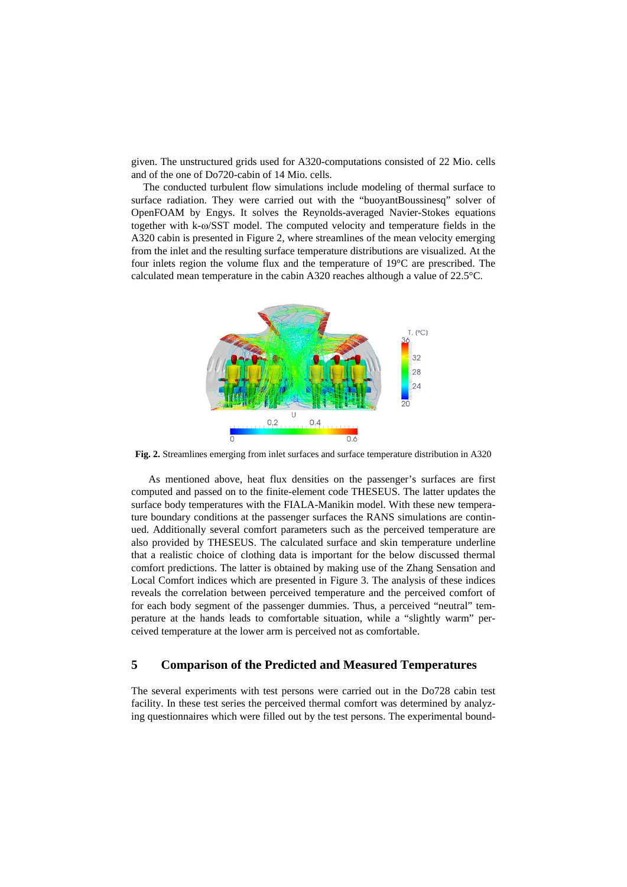given. The unstructured grids used for A320-computations consisted of 22 Mio. cells and of the one of Do720-cabin of 14 Mio. cells.

The conducted turbulent flow simulations include modeling of thermal surface to surface radiation. They were carried out with the "buoyantBoussinesq" solver of OpenFOAM by Engys. It solves the Reynolds-averaged Navier-Stokes equations together with k-ω/SST model. The computed velocity and temperature fields in the A320 cabin is presented in Figure 2, where streamlines of the mean velocity emerging from the inlet and the resulting surface temperature distributions are visualized. At the four inlets region the volume flux and the temperature of 19°C are prescribed. The calculated mean temperature in the cabin A320 reaches although a value of 22.5°C.

**Fig. 2.** Streamlines emerging from inlet surfaces and surface temperature distribution in A320

As mentioned above, heat flux densities on the passenger's surfaces are first computed and passed on to the finite-element code THESEUS. The latter updates the surface body temperatures with the FIALA-Manikin model. With these new temperature boundary conditions at the passenger surfaces the RANS simulations are continued. Additionally several comfort parameters such as the perceived temperature are also provided by THESEUS. The calculated surface and skin temperature underline that a realistic choice of clothing data is important for the below discussed thermal comfort predictions. The latter is obtained by making use of the Zhang Sensation and Local Comfort indices which are presented in Figure 3. The analysis of these indices reveals the correlation between perceived temperature and the perceived comfort of for each body segment of the passenger dummies. Thus, a perceived "neutral" temperature at the hands leads to comfortable situation, while a "slightly warm" perceived temperature at the lower arm is perceived not as comfortable.

## 5 Comparison of the Predicted and Measured Temperatures

The several experiments with test persons were carried out in the Do728 cabin test facility. In these test series the perceived thermal comfort was determined by analyzing questionnaires which were filled out by the test persons. The experimental bound-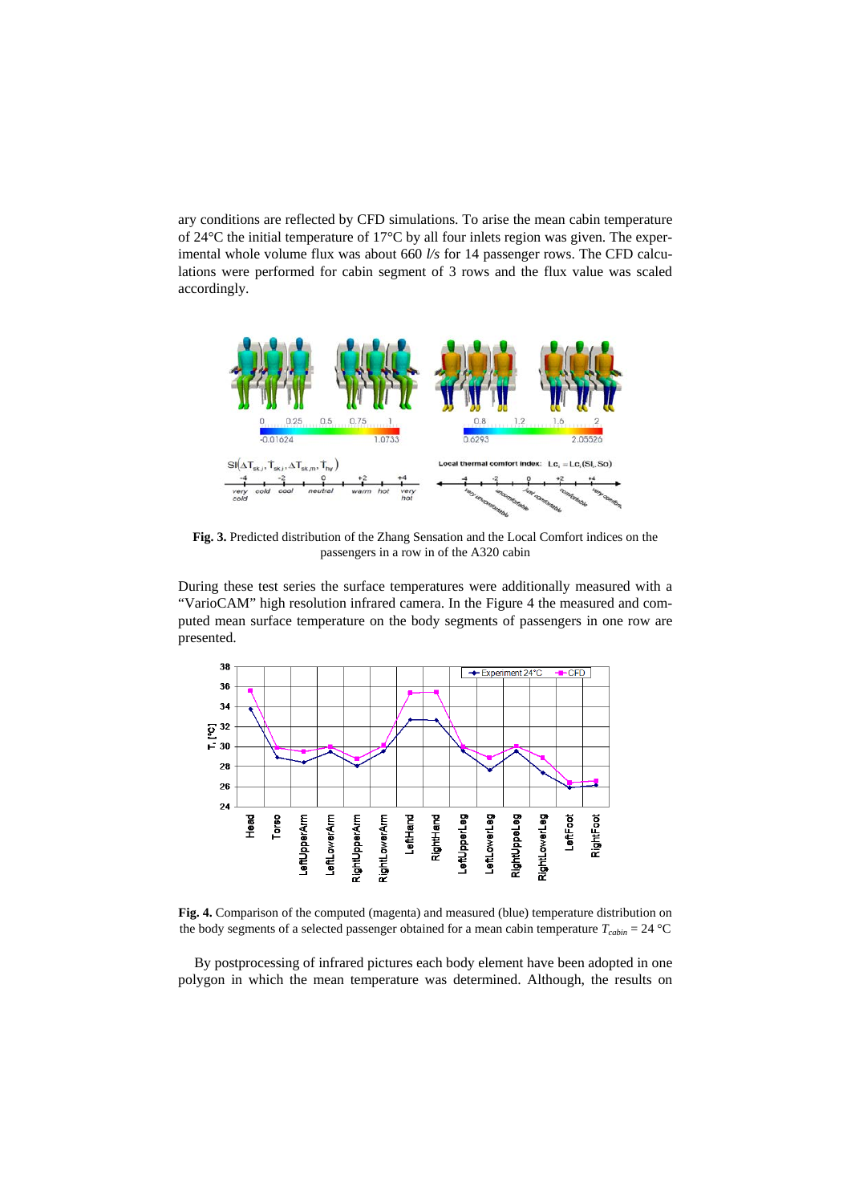ary conditions are reflected by CFD simulations. To arise the mean cabin temperature of 24°C the initial temperature of 17°C by all four inlets region was given. The experimental whole volume flux was about 660 *l/s* for 14 passenger rows. The CFD calculations were performed for cabin segment of 3 rows and the flux value was scaled accordingly.

**Fig. 3.** Predicted distribution of the Zhang Sensation and the Local Comfort indices on the passengers in a row in of the A320 cabin

During these test series the surface temperatures were additionally measured with a "VarioCAM" high resolution infrared camera. In the Figure 4 the measured and computed mean surface temperature on the body segments of passengers in one row are presented.

**Fig. 4.** Comparison of the computed (magenta) and measured (blue) temperature distribution on the body segments of a selected passenger obtained for a mean cabin temperature $T_{cabin}$ = 24 °C

By postprocessing of infrared pictures each body element have been adopted in one polygon in which the mean temperature was determined. Although, the results on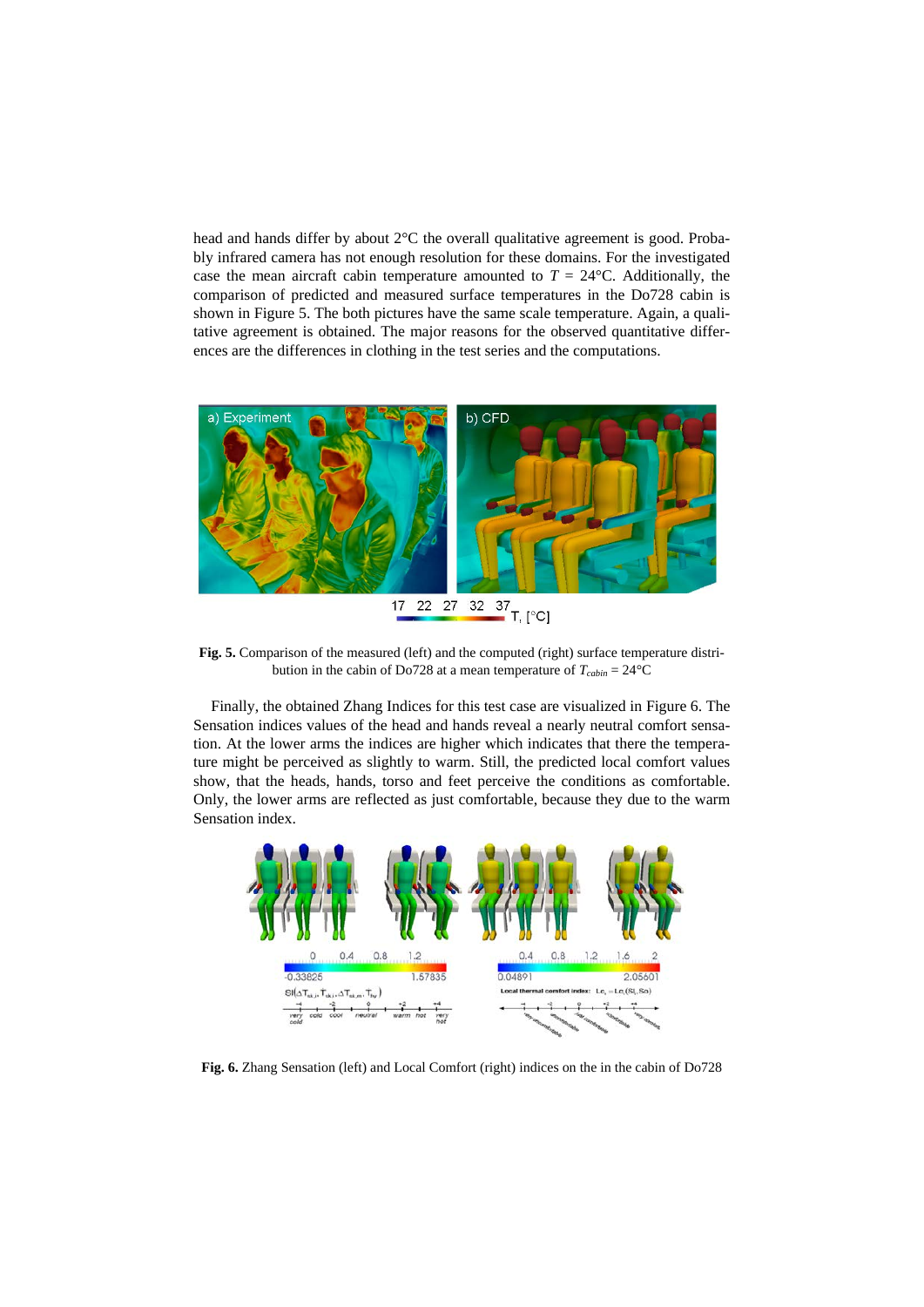head and hands differ by about 2°C the overall qualitative agreement is good. Probably infrared camera has not enough resolution for these domains. For the investigated case the mean aircraft cabin temperature amounted to $T$ = 24°C. Additionally, the comparison of predicted and measured surface temperatures in the Do728 cabin is shown in Figure 5. The both pictures have the same scale temperature. Again, a qualitative agreement is obtained. The major reasons for the observed quantitative differences are the differences in clothing in the test series and the computations.

**Fig. 5.** Comparison of the measured (left) and the computed (right) surface temperature distribution in the cabin of Do728 at a mean temperature of $T_{cabin}$ = 24°C

Finally, the obtained Zhang Indices for this test case are visualized in Figure 6. The Sensation indices values of the head and hands reveal a nearly neutral comfort sensation. At the lower arms the indices are higher which indicates that there the temperature might be perceived as slightly to warm. Still, the predicted local comfort values show, that the heads, hands, torso and feet perceive the conditions as comfortable. Only, the lower arms are reflected as just comfortable, because they due to the warm Sensation index.

**Fig. 6.** Zhang Sensation (left) and Local Comfort (right) indices on the in the cabin of Do728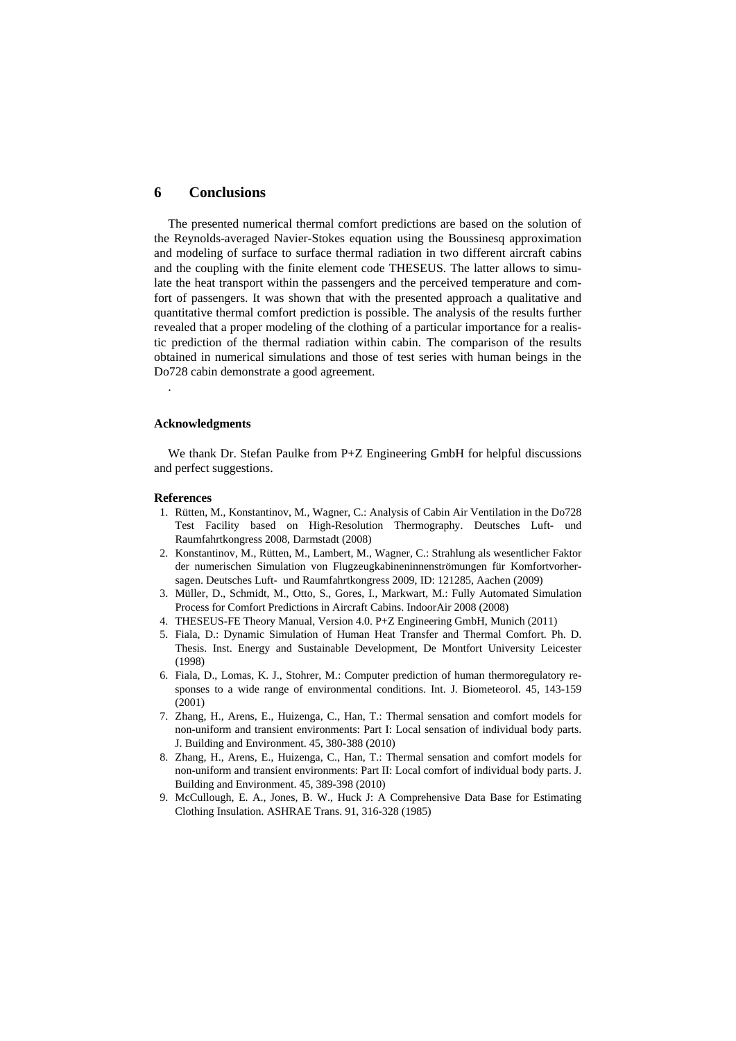## 6 Conclusions

The presented numerical thermal comfort predictions are based on the solution of the Reynolds-averaged Navier-Stokes equation using the Boussinesq approximation and modeling of surface to surface thermal radiation in two different aircraft cabins and the coupling with the finite element code THESEUS. The latter allows to simulate the heat transport within the passengers and the perceived temperature and comfort of passengers. It was shown that with the presented approach a qualitative and quantitative thermal comfort prediction is possible. The analysis of the results further revealed that a proper modeling of the clothing of a particular importance for a realistic prediction of the thermal radiation within cabin. The comparison of the results obtained in numerical simulations and those of test series with human beings in the Do728 cabin demonstrate a good agreement.

.

#### Acknowledgments

We thank Dr. Stefan Paulke from P+Z Engineering GmbH for helpful discussions and perfect suggestions.

#### References

1. Rütten, M., Konstantinov, M., Wagner, C.: Analysis of Cabin Air Ventilation in the Do728 Test Facility based on High-Resolution Thermography. Deutsches Luft- und Raumfahrtkongress 2008, Darmstadt (2008)
2. Konstantinov, M., Rütten, M., Lambert, M., Wagner, C.: Strahlung als wesentlicher Faktor der numerischen Simulation von Flugzeugkabineninnenströmungen für Komfortvorhersagen. Deutsches Luft- und Raumfahrtkongress 2009, ID: 121285, Aachen (2009)
3. Müller, D., Schmidt, M., Otto, S., Gores, I., Markwart, M.: Fully Automated Simulation Process for Comfort Predictions in Aircraft Cabins. IndoorAir 2008 (2008)
4. THESEUS-FE Theory Manual, Version 4.0. P+Z Engineering GmbH, Munich (2011)
5. Fiala, D.: Dynamic Simulation of Human Heat Transfer and Thermal Comfort. Ph. D. Thesis. Inst. Energy and Sustainable Development, De Montfort University Leicester (1998)
6. Fiala, D., Lomas, K. J., Stohrer, M.: Computer prediction of human thermoregulatory responses to a wide range of environmental conditions. Int. J. Biometeorol. 45, 143-159 (2001)
7. Zhang, H., Arens, E., Huizenga, C., Han, T.: Thermal sensation and comfort models for non-uniform and transient environments: Part I: Local sensation of individual body parts. J. Building and Environment. 45, 380-388 (2010)
8. Zhang, H., Arens, E., Huizenga, C., Han, T.: Thermal sensation and comfort models for non-uniform and transient environments: Part II: Local comfort of individual body parts. J. Building and Environment. 45, 389-398 (2010)
9. McCullough, E. A., Jones, B. W., Huck J: A Comprehensive Data Base for Estimating Clothing Insulation. ASHRAE Trans. 91, 316-328 (1985)